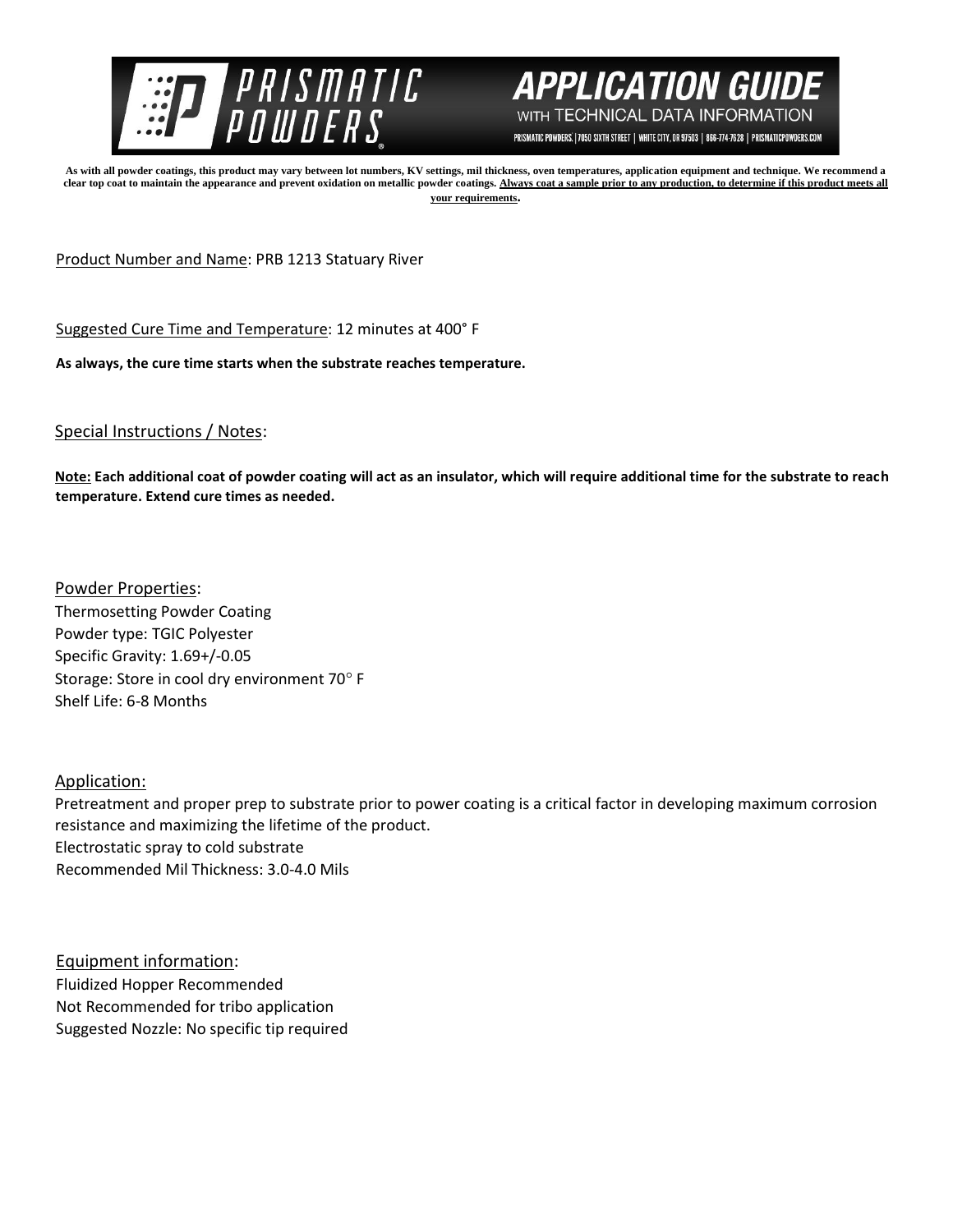# PRISMATIC POWDERS

## APPLICATION GUIDE WITH TECHNICAL DATA INFORMATION

PRISMATIC POWDERS. | 7050 SIXTH STREET | WHITE CITY, OR 97503 | 866-774-7628 | PRISMATICPOWDERS.COM

**As with all powder coatings, this product may vary between lot numbers, KV settings, mil thickness, oven temperatures, application equipment and technique. We recommend a clear top coat to maintain the appearance and prevent oxidation on metallic powder coatings. Always coat a sample prior to any production, to determine if this product meets all your requirements.**

Product Number and Name: PRB 1213 Statuary River

Suggested Cure Time and Temperature: 12 minutes at 400° F

**As always, the cure time starts when the substrate reaches temperature.**

Special Instructions / Notes:

**Note: Each additional coat of powder coating will act as an insulator, which will require additional time for the substrate to reach temperature. Extend cure times as needed.**

Powder Properties:

Thermosetting Powder Coating
Powder type: TGIC Polyester
Specific Gravity: 1.69+/-0.05
Storage: Store in cool dry environment 70° F
Shelf Life: 6-8 Months

Application:

Pretreatment and proper prep to substrate prior to power coating is a critical factor in developing maximum corrosion resistance and maximizing the lifetime of the product.
Electrostatic spray to cold substrate
Recommended Mil Thickness: 3.0-4.0 Mils

Equipment information:

Fluidized Hopper Recommended
Not Recommended for tribo application
Suggested Nozzle: No specific tip required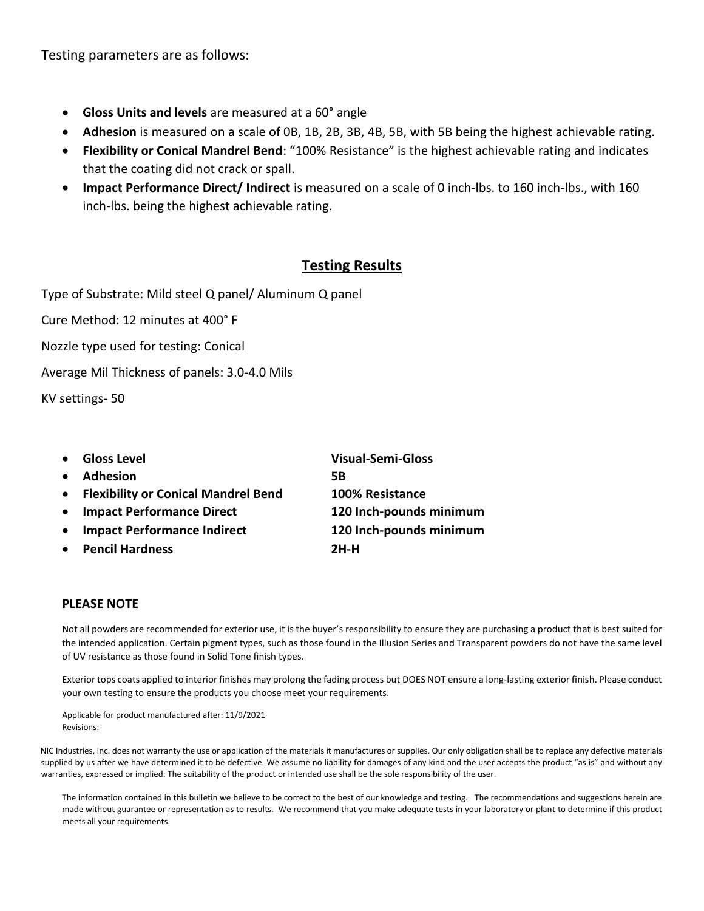Testing parameters are as follows:

- **Gloss Units and levels** are measured at a 60° angle
- **Adhesion** is measured on a scale of 0B, 1B, 2B, 3B, 4B, 5B, with 5B being the highest achievable rating.
- **Flexibility or Conical Mandrel Bend**: “100% Resistance” is the highest achievable rating and indicates that the coating did not crack or spall.
- **Impact Performance Direct/ Indirect** is measured on a scale of 0 inch-lbs. to 160 inch-lbs., with 160 inch-lbs. being the highest achievable rating.

## Testing Results

Type of Substrate: Mild steel Q panel/ Aluminum Q panel

Cure Method: 12 minutes at 400° F

Nozzle type used for testing: Conical

Average Mil Thickness of panels: 3.0-4.0 Mils

KV settings- 50

- **Gloss Level** **Visual-Semi-Gloss**
- **Adhesion** **5B**
- **Flexibility or Conical Mandrel Bend** **100% Resistance**
- **Impact Performance Direct** **120 Inch-pounds minimum**
- **Impact Performance Indirect** **120 Inch-pounds minimum**
- **Pencil Hardness** **2H-H**

### PLEASE NOTE

Not all powders are recommended for exterior use, it is the buyer’s responsibility to ensure they are purchasing a product that is best suited for the intended application. Certain pigment types, such as those found in the Illusion Series and Transparent powders do not have the same level of UV resistance as those found in Solid Tone finish types.

Exterior tops coats applied to interior finishes may prolong the fading process but DOES NOT ensure a long-lasting exterior finish. Please conduct your own testing to ensure the products you choose meet your requirements.

Applicable for product manufactured after: 11/9/2021
Revisions:

NIC Industries, Inc. does not warranty the use or application of the materials it manufactures or supplies. Our only obligation shall be to replace any defective materials supplied by us after we have determined it to be defective. We assume no liability for damages of any kind and the user accepts the product “as is” and without any warranties, expressed or implied. The suitability of the product or intended use shall be the sole responsibility of the user.

The information contained in this bulletin we believe to be correct to the best of our knowledge and testing. The recommendations and suggestions herein are made without guarantee or representation as to results. We recommend that you make adequate tests in your laboratory or plant to determine if this product meets all your requirements.